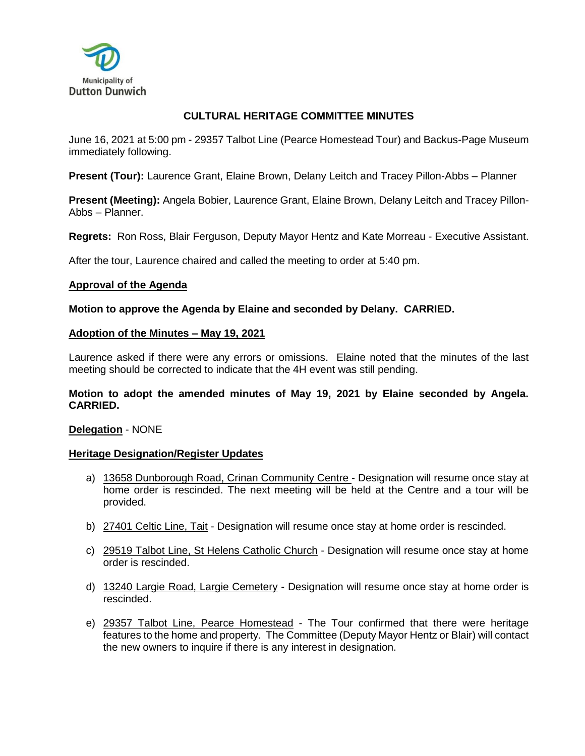Municipality of
Dutton Dunwich

# CULTURAL HERITAGE COMMITTEE MINUTES

June 16, 2021 at 5:00 pm - 29357 Talbot Line (Pearce Homestead Tour) and Backus-Page Museum immediately following.

**Present (Tour):** Laurence Grant, Elaine Brown, Delany Leitch and Tracey Pillon-Abbs – Planner

**Present (Meeting):** Angela Bobier, Laurence Grant, Elaine Brown, Delany Leitch and Tracey Pillon-Abbs – Planner.

**Regrets:** Ron Ross, Blair Ferguson, Deputy Mayor Hentz and Kate Morreau - Executive Assistant.

After the tour, Laurence chaired and called the meeting to order at 5:40 pm.

## Approval of the Agenda

**Motion to approve the Agenda by Elaine and seconded by Delany. CARRIED.**

## Adoption of the Minutes – May 19, 2021

Laurence asked if there were any errors or omissions. Elaine noted that the minutes of the last meeting should be corrected to indicate that the 4H event was still pending.

**Motion to adopt the amended minutes of May 19, 2021 by Elaine seconded by Angela. CARRIED.**

**Delegation** - NONE

## Heritage Designation/Register Updates

a) 13658 Dunborough Road, Crinan Community Centre - Designation will resume once stay at home order is rescinded. The next meeting will be held at the Centre and a tour will be provided.

b) 27401 Celtic Line, Tait - Designation will resume once stay at home order is rescinded.

c) 29519 Talbot Line, St Helens Catholic Church - Designation will resume once stay at home order is rescinded.

d) 13240 Largie Road, Largie Cemetery - Designation will resume once stay at home order is rescinded.

e) 29357 Talbot Line, Pearce Homestead - The Tour confirmed that there were heritage features to the home and property. The Committee (Deputy Mayor Hentz or Blair) will contact the new owners to inquire if there is any interest in designation.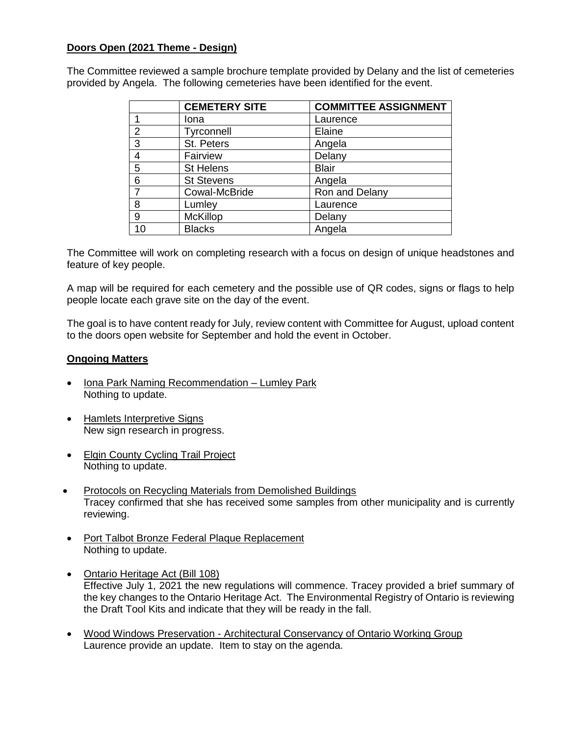**Doors Open (2021 Theme - Design)**

The Committee reviewed a sample brochure template provided by Delany and the list of cemeteries provided by Angela. The following cemeteries have been identified for the event.

| | CEMETERY SITE | COMMITTEE ASSIGNMENT |
|---|---|---|
| 1 | Iona | Laurence |
| 2 | Tyrconnell | Elaine |
| 3 | St. Peters | Angela |
| 4 | Fairview | Delany |
| 5 | St Helens | Blair |
| 6 | St Stevens | Angela |
| 7 | Cowal-McBride | Ron and Delany |
| 8 | Lumley | Laurence |
| 9 | McKillop | Delany |
| 10 | Blacks | Angela |

The Committee will work on completing research with a focus on design of unique headstones and feature of key people.

A map will be required for each cemetery and the possible use of QR codes, signs or flags to help people locate each grave site on the day of the event.

The goal is to have content ready for July, review content with Committee for August, upload content to the doors open website for September and hold the event in October.

**Ongoing Matters**

- Iona Park Naming Recommendation – Lumley Park
  Nothing to update.

- Hamlets Interpretive Signs
  New sign research in progress.

- Elgin County Cycling Trail Project
  Nothing to update.

- Protocols on Recycling Materials from Demolished Buildings
  Tracey confirmed that she has received some samples from other municipality and is currently reviewing.

- Port Talbot Bronze Federal Plaque Replacement
  Nothing to update.

- Ontario Heritage Act (Bill 108)
  Effective July 1, 2021 the new regulations will commence. Tracey provided a brief summary of the key changes to the Ontario Heritage Act. The Environmental Registry of Ontario is reviewing the Draft Tool Kits and indicate that they will be ready in the fall.

- Wood Windows Preservation - Architectural Conservancy of Ontario Working Group
  Laurence provide an update. Item to stay on the agenda.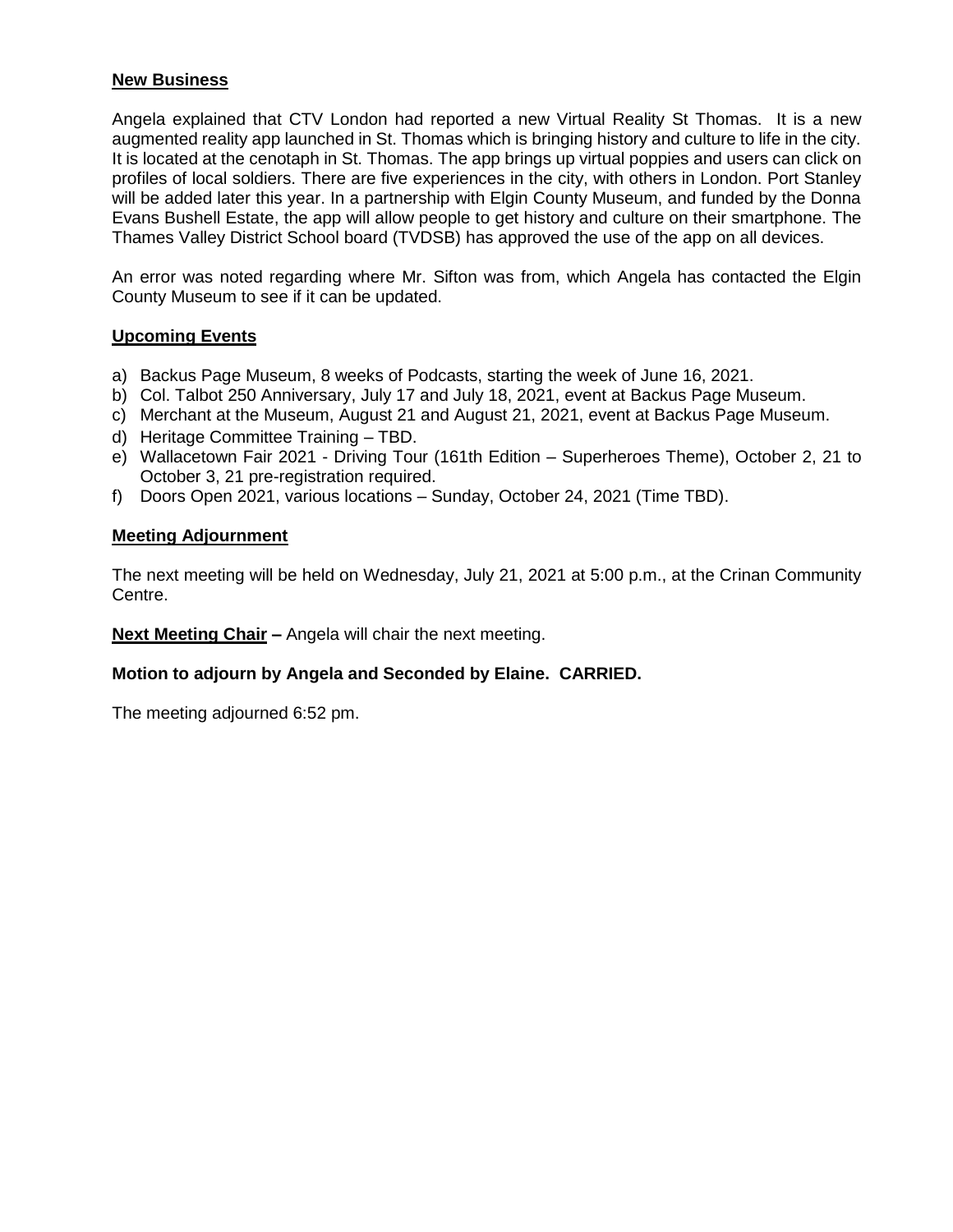**New Business**

Angela explained that CTV London had reported a new Virtual Reality St Thomas. It is a new augmented reality app launched in St. Thomas which is bringing history and culture to life in the city. It is located at the cenotaph in St. Thomas. The app brings up virtual poppies and users can click on profiles of local soldiers. There are five experiences in the city, with others in London. Port Stanley will be added later this year. In a partnership with Elgin County Museum, and funded by the Donna Evans Bushell Estate, the app will allow people to get history and culture on their smartphone. The Thames Valley District School board (TVDSB) has approved the use of the app on all devices.

An error was noted regarding where Mr. Sifton was from, which Angela has contacted the Elgin County Museum to see if it can be updated.

**Upcoming Events**

a) Backus Page Museum, 8 weeks of Podcasts, starting the week of June 16, 2021.
b) Col. Talbot 250 Anniversary, July 17 and July 18, 2021, event at Backus Page Museum.
c) Merchant at the Museum, August 21 and August 21, 2021, event at Backus Page Museum.
d) Heritage Committee Training – TBD.
e) Wallacetown Fair 2021 - Driving Tour (161th Edition – Superheroes Theme), October 2, 21 to October 3, 21 pre-registration required.
f) Doors Open 2021, various locations – Sunday, October 24, 2021 (Time TBD).

**Meeting Adjournment**

The next meeting will be held on Wednesday, July 21, 2021 at 5:00 p.m., at the Crinan Community Centre.

**Next Meeting Chair –** Angela will chair the next meeting.

**Motion to adjourn by Angela and Seconded by Elaine. CARRIED.**

The meeting adjourned 6:52 pm.